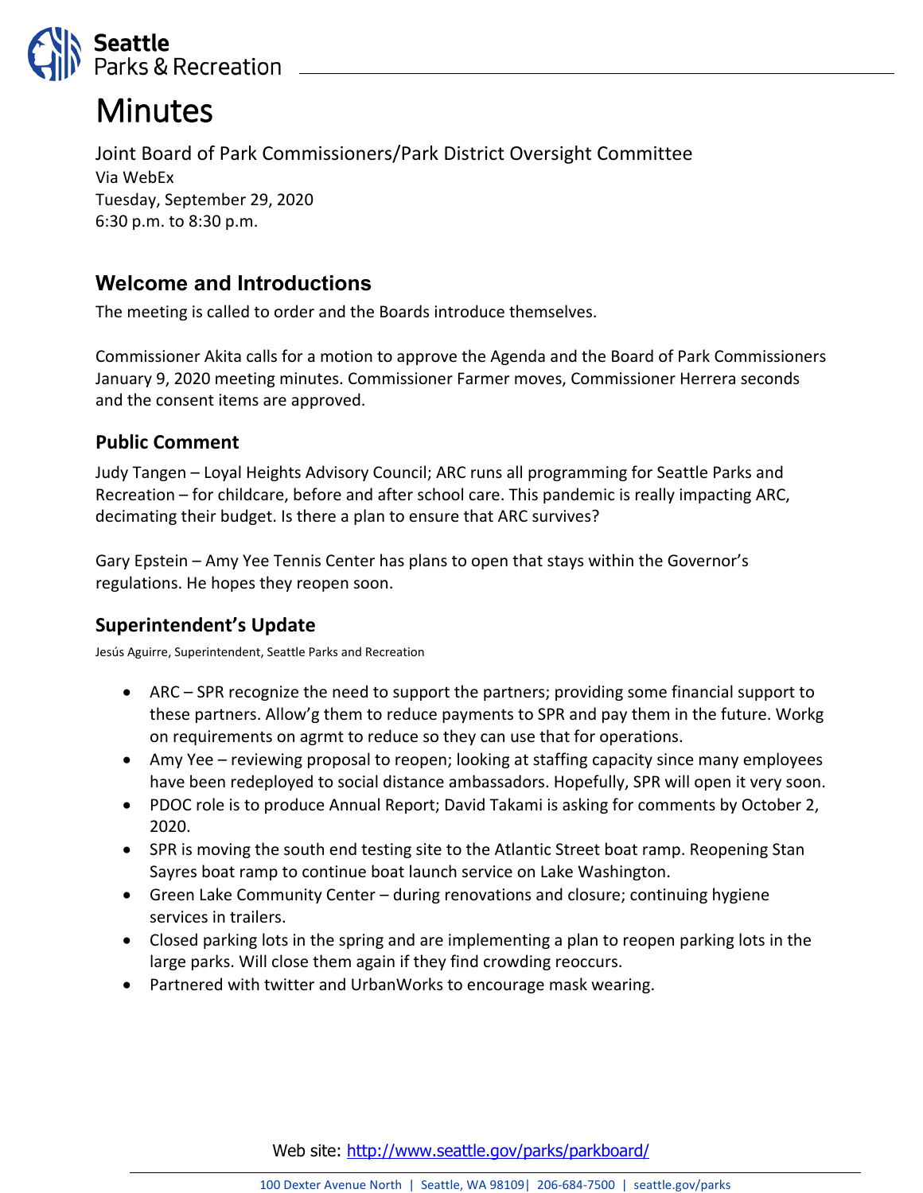# Minutes

Joint Board of Park Commissioners/Park District Oversight Committee
Via WebEx
Tuesday, September 29, 2020
6:30 p.m. to 8:30 p.m.

## Welcome and Introductions

The meeting is called to order and the Boards introduce themselves.

Commissioner Akita calls for a motion to approve the Agenda and the Board of Park Commissioners January 9, 2020 meeting minutes. Commissioner Farmer moves, Commissioner Herrera seconds and the consent items are approved.

### Public Comment

Judy Tangen – Loyal Heights Advisory Council; ARC runs all programming for Seattle Parks and Recreation – for childcare, before and after school care. This pandemic is really impacting ARC, decimating their budget. Is there a plan to ensure that ARC survives?

Gary Epstein – Amy Yee Tennis Center has plans to open that stays within the Governor's regulations. He hopes they reopen soon.

### Superintendent's Update

Jesús Aguirre, Superintendent, Seattle Parks and Recreation

- ARC – SPR recognize the need to support the partners; providing some financial support to these partners. Allow'g them to reduce payments to SPR and pay them in the future. Workg on requirements on agrmt to reduce so they can use that for operations.
- Amy Yee – reviewing proposal to reopen; looking at staffing capacity since many employees have been redeployed to social distance ambassadors. Hopefully, SPR will open it very soon.
- PDOC role is to produce Annual Report; David Takami is asking for comments by October 2, 2020.
- SPR is moving the south end testing site to the Atlantic Street boat ramp. Reopening Stan Sayres boat ramp to continue boat launch service on Lake Washington.
- Green Lake Community Center – during renovations and closure; continuing hygiene services in trailers.
- Closed parking lots in the spring and are implementing a plan to reopen parking lots in the large parks. Will close them again if they find crowding reoccurs.
- Partnered with twitter and UrbanWorks to encourage mask wearing.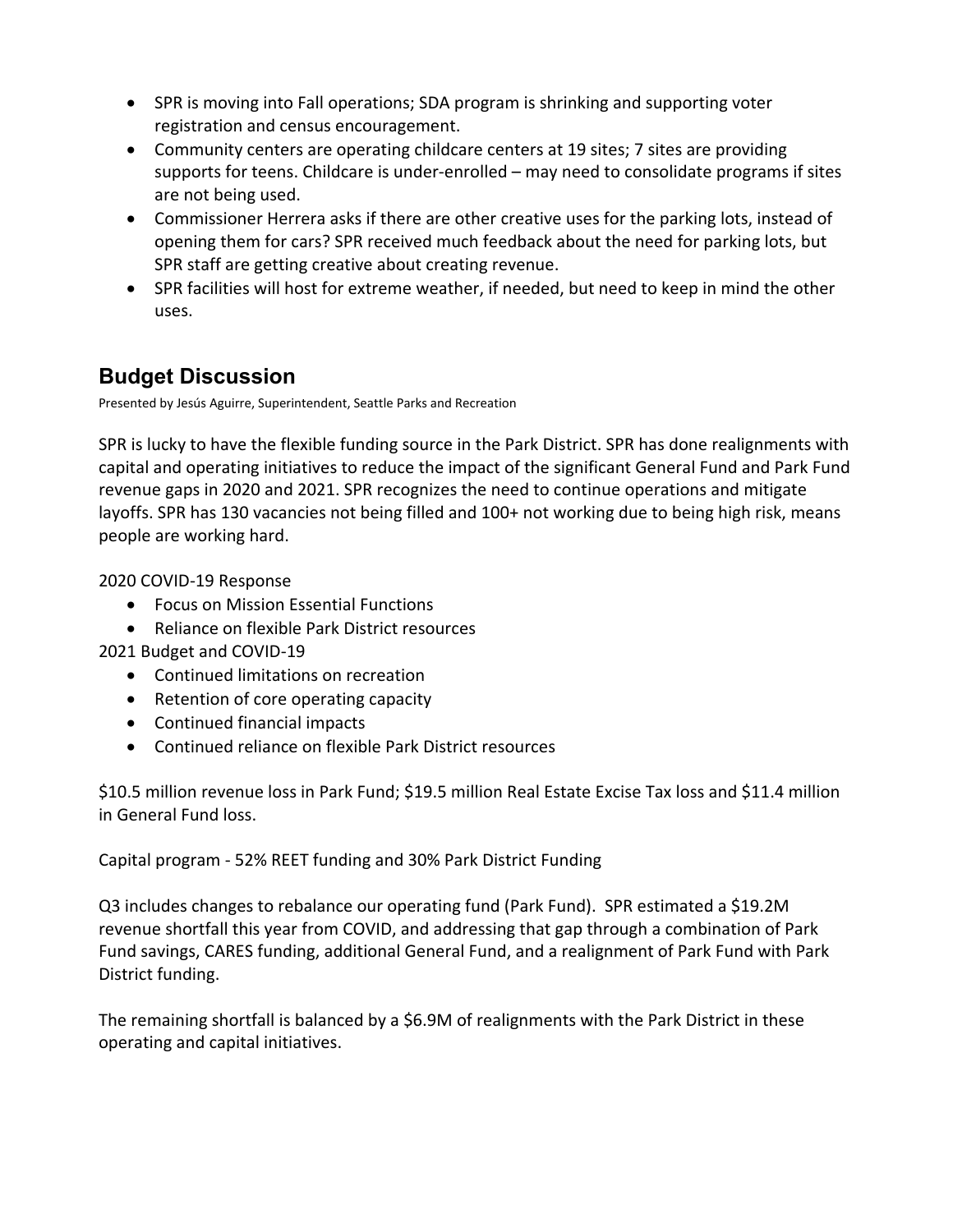- SPR is moving into Fall operations; SDA program is shrinking and supporting voter registration and census encouragement.
- Community centers are operating childcare centers at 19 sites; 7 sites are providing supports for teens. Childcare is under-enrolled – may need to consolidate programs if sites are not being used.
- Commissioner Herrera asks if there are other creative uses for the parking lots, instead of opening them for cars? SPR received much feedback about the need for parking lots, but SPR staff are getting creative about creating revenue.
- SPR facilities will host for extreme weather, if needed, but need to keep in mind the other uses.

## Budget Discussion

Presented by Jesús Aguirre, Superintendent, Seattle Parks and Recreation

SPR is lucky to have the flexible funding source in the Park District. SPR has done realignments with capital and operating initiatives to reduce the impact of the significant General Fund and Park Fund revenue gaps in 2020 and 2021. SPR recognizes the need to continue operations and mitigate layoffs. SPR has 130 vacancies not being filled and 100+ not working due to being high risk, means people are working hard.

2020 COVID-19 Response

- Focus on Mission Essential Functions
- Reliance on flexible Park District resources

2021 Budget and COVID-19

- Continued limitations on recreation
- Retention of core operating capacity
- Continued financial impacts
- Continued reliance on flexible Park District resources

$10.5 million revenue loss in Park Fund; $19.5 million Real Estate Excise Tax loss and $11.4 million in General Fund loss.

Capital program - 52% REET funding and 30% Park District Funding

Q3 includes changes to rebalance our operating fund (Park Fund). SPR estimated a $19.2M revenue shortfall this year from COVID, and addressing that gap through a combination of Park Fund savings, CARES funding, additional General Fund, and a realignment of Park Fund with Park District funding.

The remaining shortfall is balanced by a $6.9M of realignments with the Park District in these operating and capital initiatives.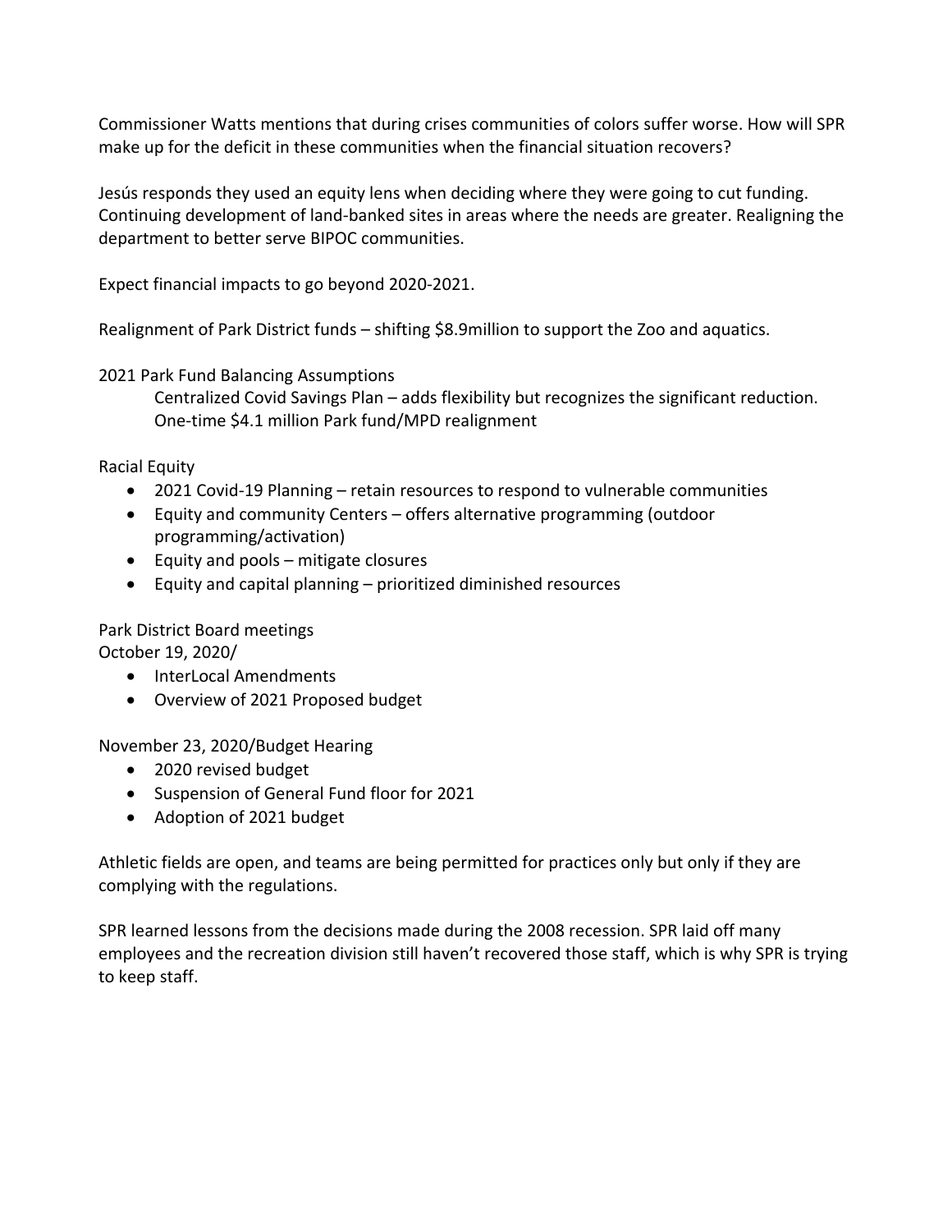Commissioner Watts mentions that during crises communities of colors suffer worse. How will SPR make up for the deficit in these communities when the financial situation recovers?

Jesús responds they used an equity lens when deciding where they were going to cut funding. Continuing development of land-banked sites in areas where the needs are greater. Realigning the department to better serve BIPOC communities.

Expect financial impacts to go beyond 2020-2021.

Realignment of Park District funds – shifting $8.9million to support the Zoo and aquatics.

2021 Park Fund Balancing Assumptions

> Centralized Covid Savings Plan – adds flexibility but recognizes the significant reduction.
> One-time $4.1 million Park fund/MPD realignment

Racial Equity

- 2021 Covid-19 Planning – retain resources to respond to vulnerable communities
- Equity and community Centers – offers alternative programming (outdoor programming/activation)
- Equity and pools – mitigate closures
- Equity and capital planning – prioritized diminished resources

Park District Board meetings
October 19, 2020/

- InterLocal Amendments
- Overview of 2021 Proposed budget

November 23, 2020/Budget Hearing

- 2020 revised budget
- Suspension of General Fund floor for 2021
- Adoption of 2021 budget

Athletic fields are open, and teams are being permitted for practices only but only if they are complying with the regulations.

SPR learned lessons from the decisions made during the 2008 recession. SPR laid off many employees and the recreation division still haven't recovered those staff, which is why SPR is trying to keep staff.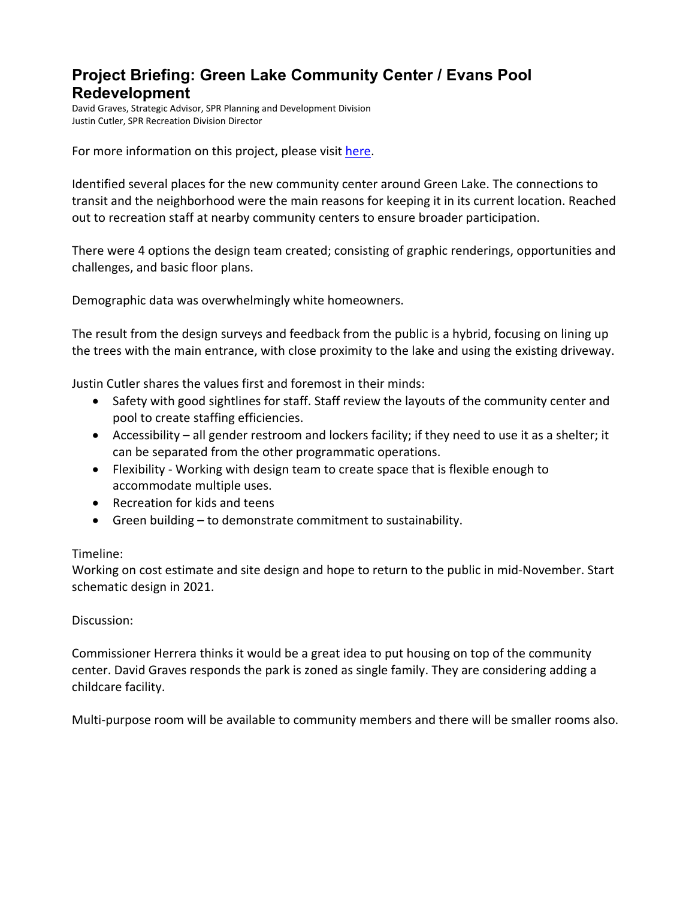# Project Briefing: Green Lake Community Center / Evans Pool Redevelopment

David Graves, Strategic Advisor, SPR Planning and Development Division
Justin Cutler, SPR Recreation Division Director

For more information on this project, please visit here.

Identified several places for the new community center around Green Lake. The connections to transit and the neighborhood were the main reasons for keeping it in its current location. Reached out to recreation staff at nearby community centers to ensure broader participation.

There were 4 options the design team created; consisting of graphic renderings, opportunities and challenges, and basic floor plans.

Demographic data was overwhelmingly white homeowners.

The result from the design surveys and feedback from the public is a hybrid, focusing on lining up the trees with the main entrance, with close proximity to the lake and using the existing driveway.

Justin Cutler shares the values first and foremost in their minds:

- Safety with good sightlines for staff. Staff review the layouts of the community center and pool to create staffing efficiencies.
- Accessibility – all gender restroom and lockers facility; if they need to use it as a shelter; it can be separated from the other programmatic operations.
- Flexibility - Working with design team to create space that is flexible enough to accommodate multiple uses.
- Recreation for kids and teens
- Green building – to demonstrate commitment to sustainability.

Timeline:
Working on cost estimate and site design and hope to return to the public in mid-November. Start schematic design in 2021.

Discussion:

Commissioner Herrera thinks it would be a great idea to put housing on top of the community center. David Graves responds the park is zoned as single family. They are considering adding a childcare facility.

Multi-purpose room will be available to community members and there will be smaller rooms also.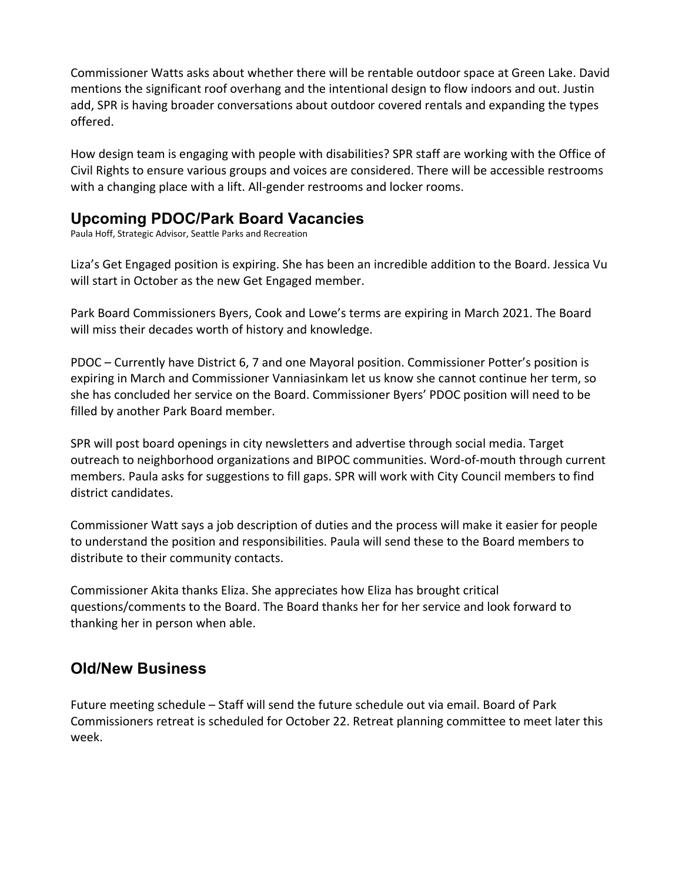Commissioner Watts asks about whether there will be rentable outdoor space at Green Lake. David mentions the significant roof overhang and the intentional design to flow indoors and out. Justin add, SPR is having broader conversations about outdoor covered rentals and expanding the types offered.

How design team is engaging with people with disabilities? SPR staff are working with the Office of Civil Rights to ensure various groups and voices are considered. There will be accessible restrooms with a changing place with a lift. All-gender restrooms and locker rooms.

## Upcoming PDOC/Park Board Vacancies

Paula Hoff, Strategic Advisor, Seattle Parks and Recreation

Liza's Get Engaged position is expiring. She has been an incredible addition to the Board. Jessica Vu will start in October as the new Get Engaged member.

Park Board Commissioners Byers, Cook and Lowe's terms are expiring in March 2021. The Board will miss their decades worth of history and knowledge.

PDOC – Currently have District 6, 7 and one Mayoral position. Commissioner Potter's position is expiring in March and Commissioner Vanniasinkam let us know she cannot continue her term, so she has concluded her service on the Board. Commissioner Byers' PDOC position will need to be filled by another Park Board member.

SPR will post board openings in city newsletters and advertise through social media. Target outreach to neighborhood organizations and BIPOC communities. Word-of-mouth through current members. Paula asks for suggestions to fill gaps. SPR will work with City Council members to find district candidates.

Commissioner Watt says a job description of duties and the process will make it easier for people to understand the position and responsibilities. Paula will send these to the Board members to distribute to their community contacts.

Commissioner Akita thanks Eliza. She appreciates how Eliza has brought critical questions/comments to the Board. The Board thanks her for her service and look forward to thanking her in person when able.

## Old/New Business

Future meeting schedule – Staff will send the future schedule out via email. Board of Park Commissioners retreat is scheduled for October 22. Retreat planning committee to meet later this week.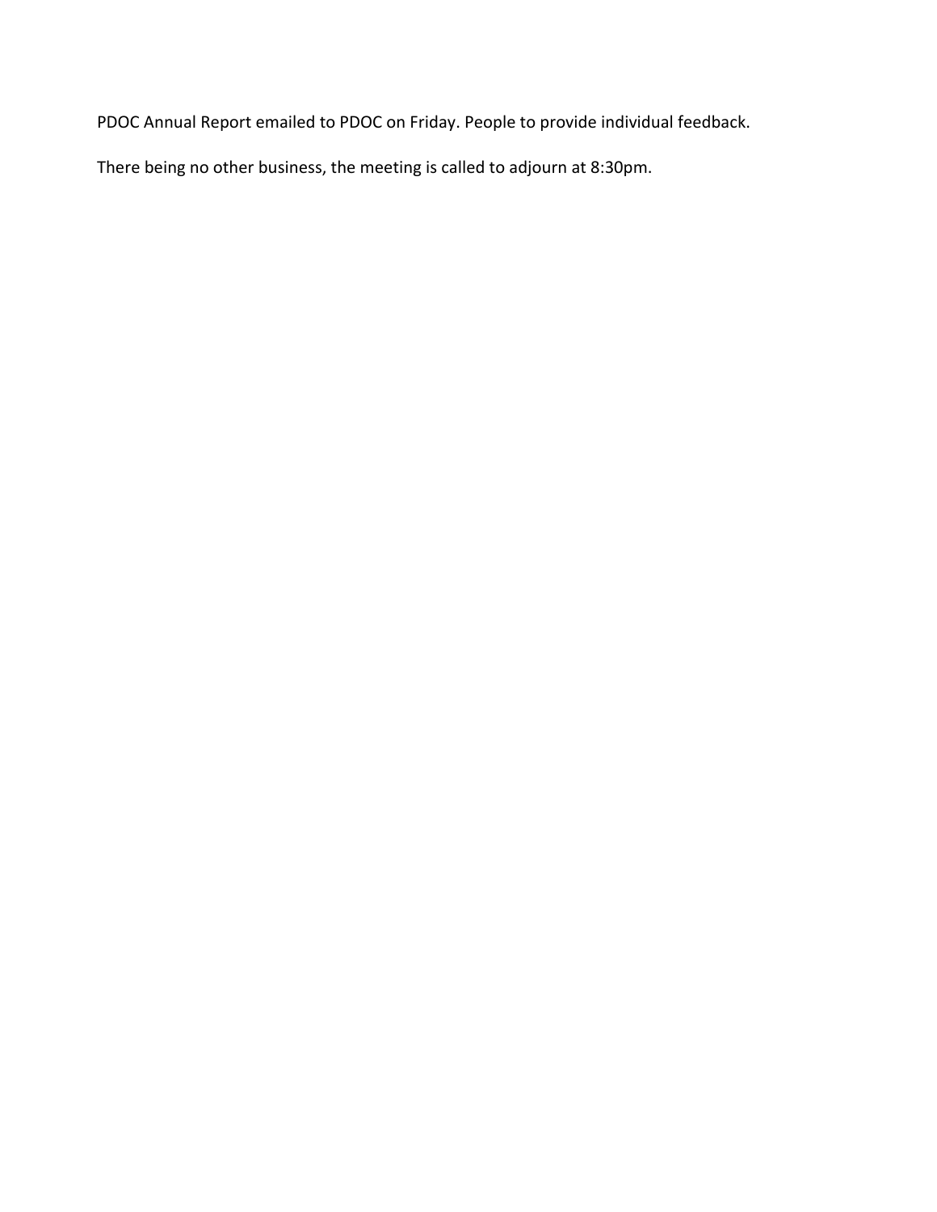PDOC Annual Report emailed to PDOC on Friday. People to provide individual feedback.

There being no other business, the meeting is called to adjourn at 8:30pm.